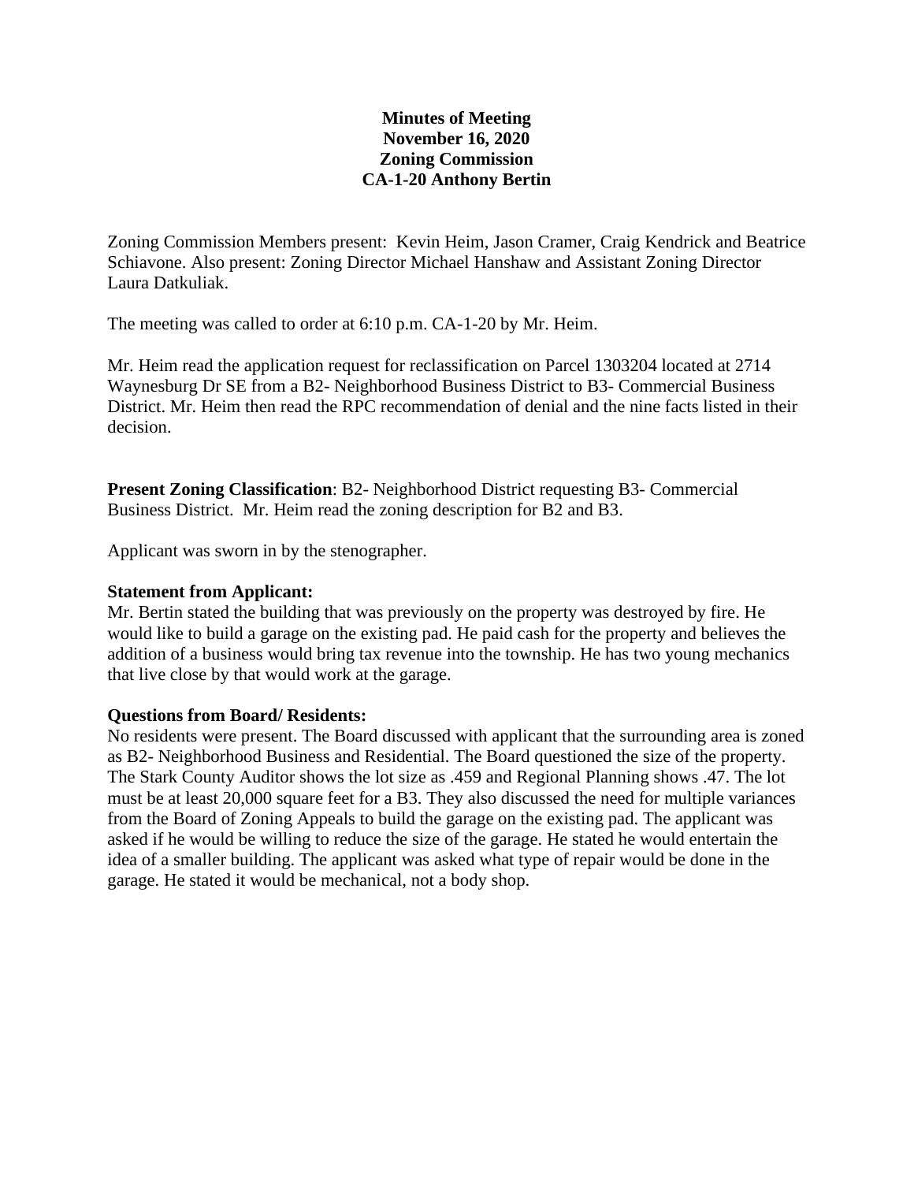**Minutes of Meeting**
**November 16, 2020**
**Zoning Commission**
**CA-1-20 Anthony Bertin**

Zoning Commission Members present: Kevin Heim, Jason Cramer, Craig Kendrick and Beatrice Schiavone. Also present: Zoning Director Michael Hanshaw and Assistant Zoning Director Laura Datkuliak.

The meeting was called to order at 6:10 p.m. CA-1-20 by Mr. Heim.

Mr. Heim read the application request for reclassification on Parcel 1303204 located at 2714 Waynesburg Dr SE from a B2- Neighborhood Business District to B3- Commercial Business District. Mr. Heim then read the RPC recommendation of denial and the nine facts listed in their decision.

**Present Zoning Classification**: B2- Neighborhood District requesting B3- Commercial Business District. Mr. Heim read the zoning description for B2 and B3.

Applicant was sworn in by the stenographer.

**Statement from Applicant:**
Mr. Bertin stated the building that was previously on the property was destroyed by fire. He would like to build a garage on the existing pad. He paid cash for the property and believes the addition of a business would bring tax revenue into the township. He has two young mechanics that live close by that would work at the garage.

**Questions from Board/ Residents:**
No residents were present. The Board discussed with applicant that the surrounding area is zoned as B2- Neighborhood Business and Residential. The Board questioned the size of the property. The Stark County Auditor shows the lot size as .459 and Regional Planning shows .47. The lot must be at least 20,000 square feet for a B3. They also discussed the need for multiple variances from the Board of Zoning Appeals to build the garage on the existing pad. The applicant was asked if he would be willing to reduce the size of the garage. He stated he would entertain the idea of a smaller building. The applicant was asked what type of repair would be done in the garage. He stated it would be mechanical, not a body shop.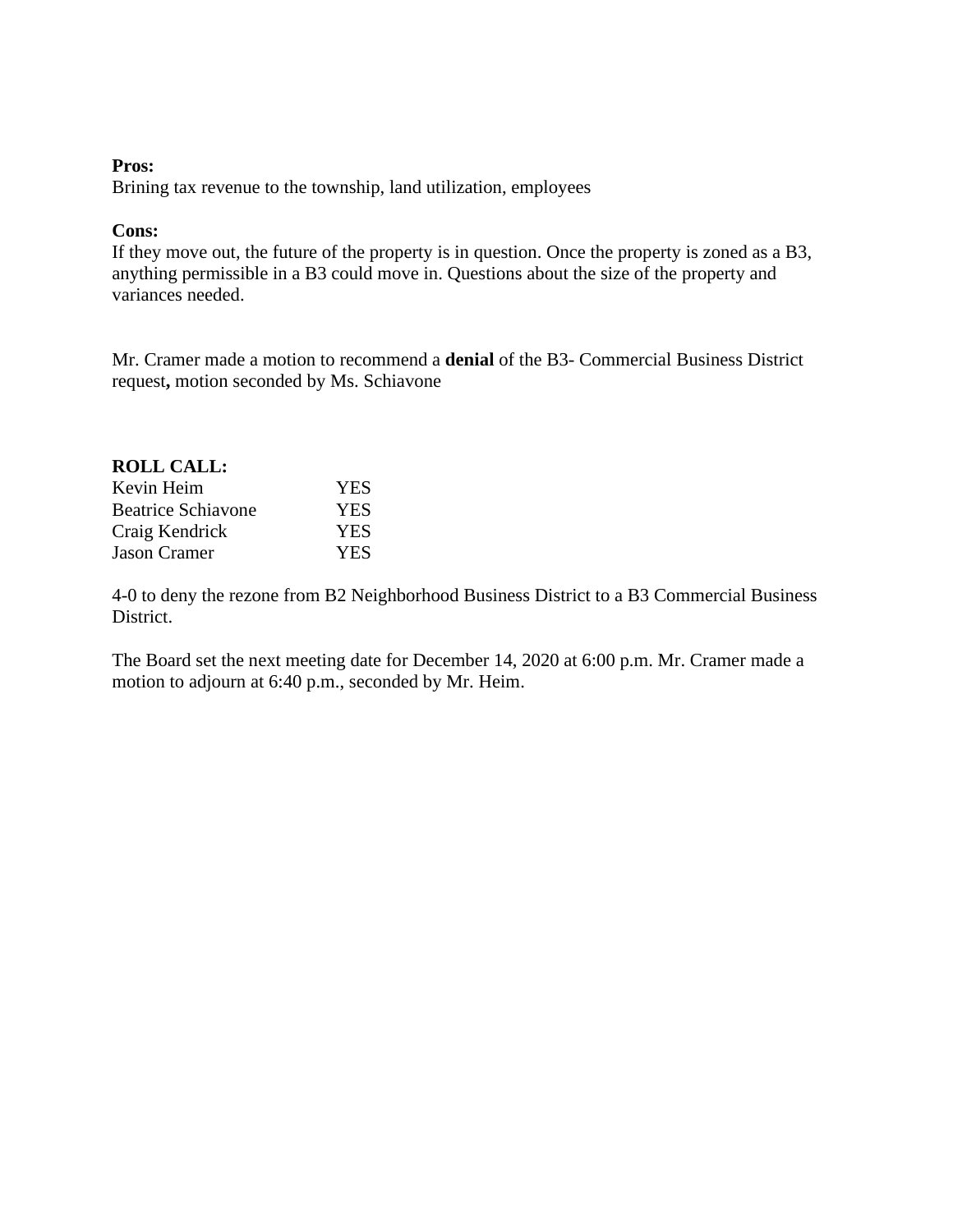**Pros:**
Brining tax revenue to the township, land utilization, employees

**Cons:**
If they move out, the future of the property is in question. Once the property is zoned as a B3, anything permissible in a B3 could move in. Questions about the size of the property and variances needed.

Mr. Cramer made a motion to recommend a **denial** of the B3- Commercial Business District request**,** motion seconded by Ms. Schiavone

**ROLL CALL:**

| | |
|---|---|
| Kevin Heim | YES |
| Beatrice Schiavone | YES |
| Craig Kendrick | YES |
| Jason Cramer | YES |

4-0 to deny the rezone from B2 Neighborhood Business District to a B3 Commercial Business District.

The Board set the next meeting date for December 14, 2020 at 6:00 p.m. Mr. Cramer made a motion to adjourn at 6:40 p.m., seconded by Mr. Heim.